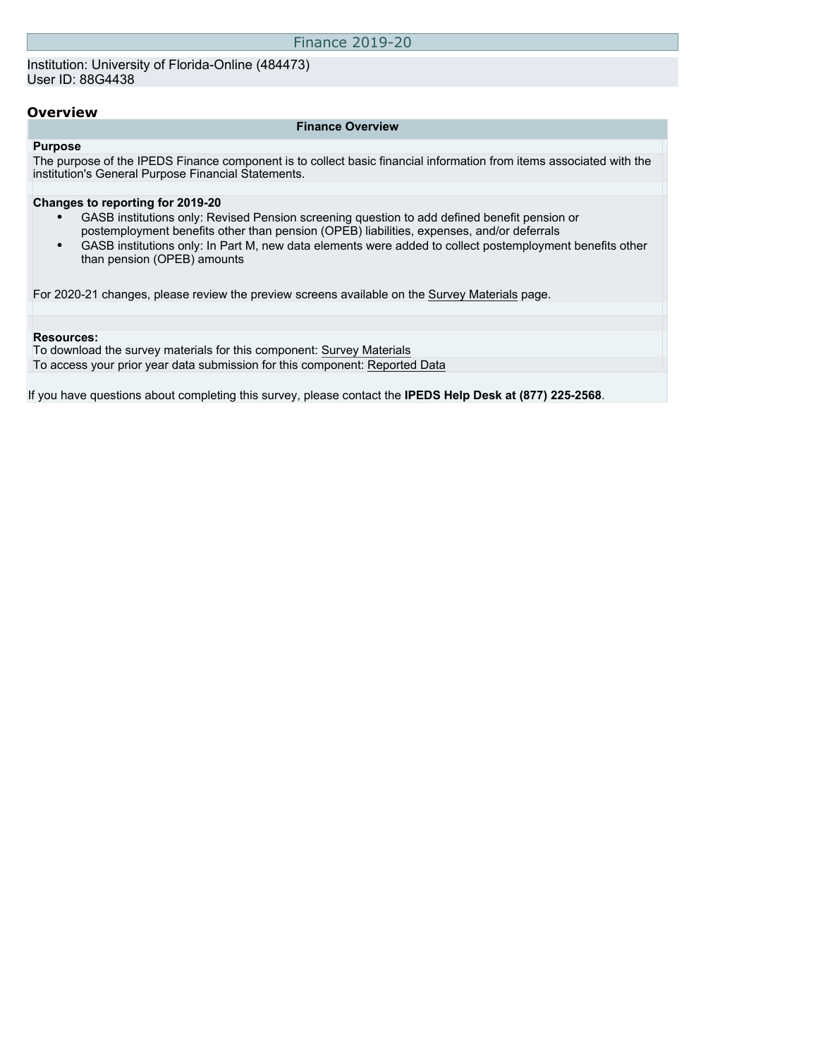# Finance 2019-20

Institution: University of Florida-Online (484473)
User ID: 88G4438

## Overview

### Finance Overview

**Purpose**

The purpose of the IPEDS Finance component is to collect basic financial information from items associated with the institution's General Purpose Financial Statements.

**Changes to reporting for 2019-20**

- GASB institutions only: Revised Pension screening question to add defined benefit pension or postemployment benefits other than pension (OPEB) liabilities, expenses, and/or deferrals
- GASB institutions only: In Part M, new data elements were added to collect postemployment benefits other than pension (OPEB) amounts

For 2020-21 changes, please review the preview screens available on the Survey Materials page.

**Resources:**

To download the survey materials for this component: Survey Materials

To access your prior year data submission for this component: Reported Data

If you have questions about completing this survey, please contact the **IPEDS Help Desk at (877) 225-2568**.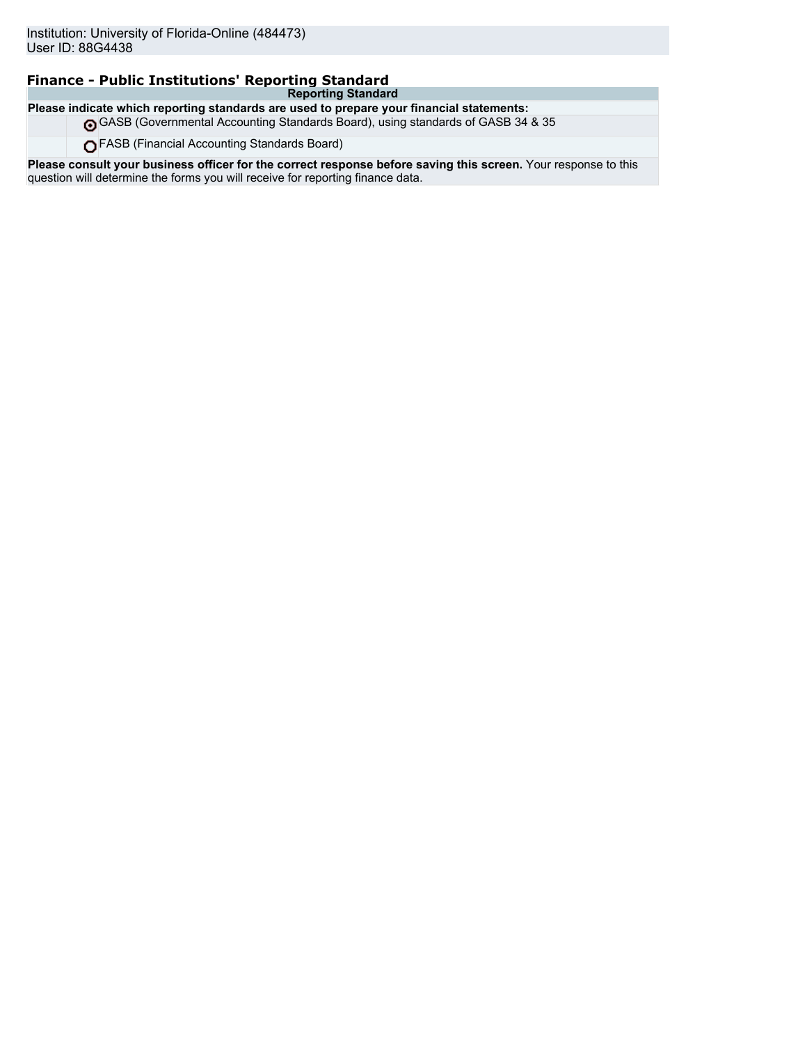Institution: University of Florida-Online (484473)
User ID: 88G4438

## Finance - Public Institutions' Reporting Standard

| Reporting Standard | |
|---|---|
| **Please indicate which reporting standards are used to prepare your financial statements:** | |
| | ◉ GASB (Governmental Accounting Standards Board), using standards of GASB 34 & 35 |
| | ○ FASB (Financial Accounting Standards Board) |
| **Please consult your business officer for the correct response before saving this screen.** Your response to this question will determine the forms you will receive for reporting finance data. | |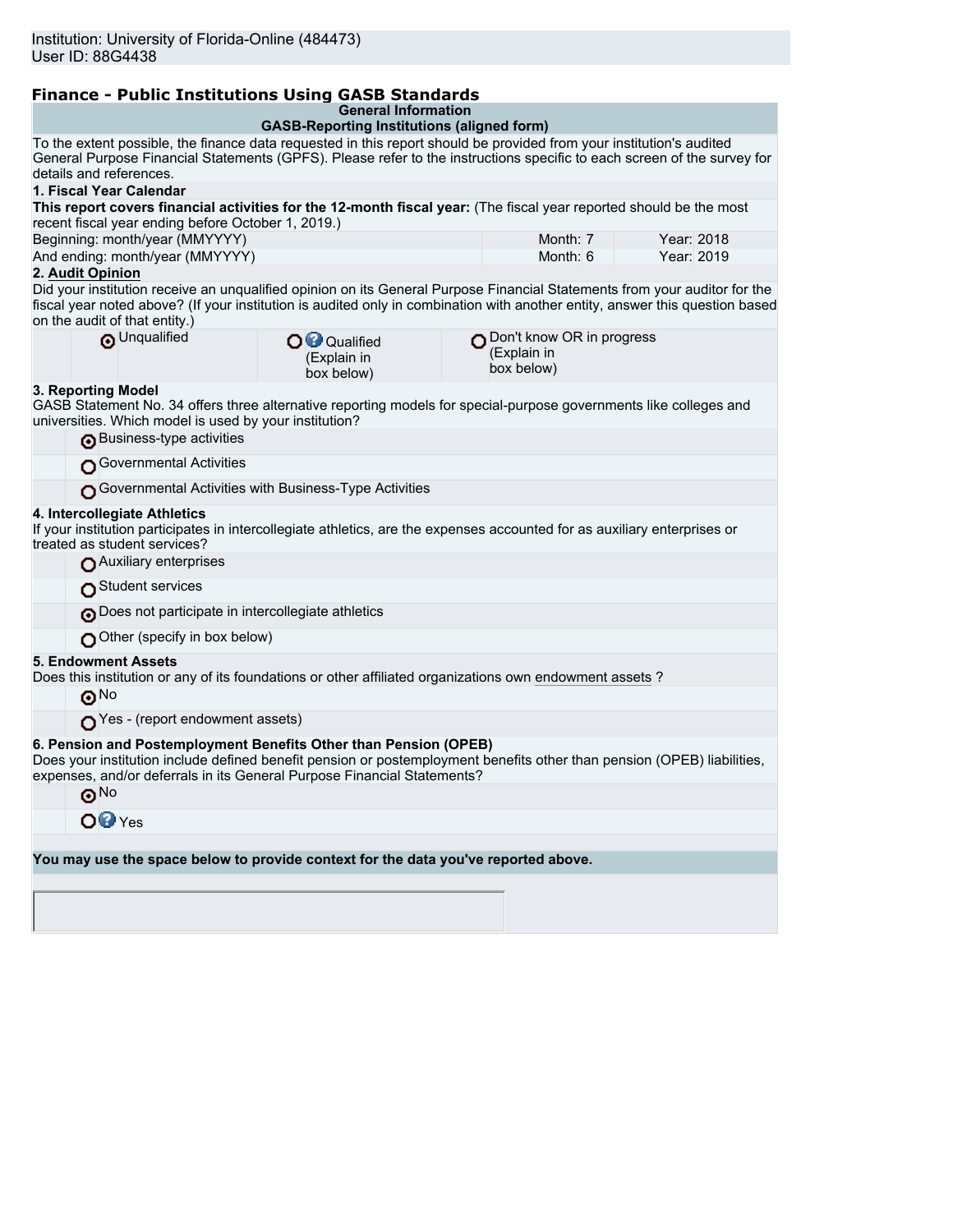Institution: University of Florida-Online (484473)
User ID: 88G4438

## Finance - Public Institutions Using GASB Standards

**General Information**
**GASB-Reporting Institutions (aligned form)**

To the extent possible, the finance data requested in this report should be provided from your institution's audited General Purpose Financial Statements (GPFS). Please refer to the instructions specific to each screen of the survey for details and references.

**1. Fiscal Year Calendar**

**This report covers financial activities for the 12-month fiscal year:** (The fiscal year reported should be the most recent fiscal year ending before October 1, 2019.)

| | | |
|---|---|---|
| Beginning: month/year (MMYYYY) | Month: 7 | Year: 2018 |
| And ending: month/year (MMYYYY) | Month: 6 | Year: 2019 |

**2. Audit Opinion**

Did your institution receive an unqualified opinion on its General Purpose Financial Statements from your auditor for the fiscal year noted above? (If your institution is audited only in combination with another entity, answer this question based on the audit of that entity.)

- (•) Unqualified
- ( ) Qualified (Explain in box below)
- ( ) Don't know OR in progress (Explain in box below)

**3. Reporting Model**

GASB Statement No. 34 offers three alternative reporting models for special-purpose governments like colleges and universities. Which model is used by your institution?

- (•) Business-type activities
- ( ) Governmental Activities
- ( ) Governmental Activities with Business-Type Activities

**4. Intercollegiate Athletics**

If your institution participates in intercollegiate athletics, are the expenses accounted for as auxiliary enterprises or treated as student services?

- ( ) Auxiliary enterprises
- ( ) Student services
- (•) Does not participate in intercollegiate athletics
- ( ) Other (specify in box below)

**5. Endowment Assets**

Does this institution or any of its foundations or other affiliated organizations own endowment assets ?

- (•) No
- ( ) Yes - (report endowment assets)

**6. Pension and Postemployment Benefits Other than Pension (OPEB)**

Does your institution include defined benefit pension or postemployment benefits other than pension (OPEB) liabilities, expenses, and/or deferrals in its General Purpose Financial Statements?

- (•) No
- ( ) Yes

**You may use the space below to provide context for the data you've reported above.**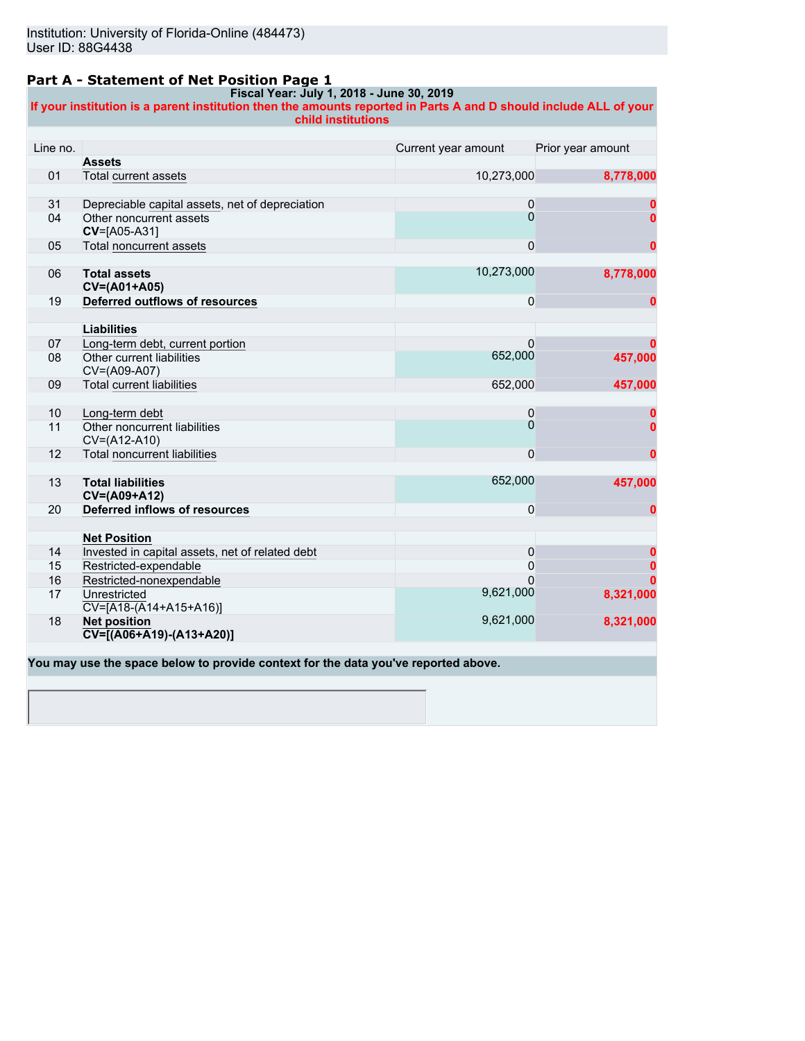Institution: University of Florida-Online (484473)
User ID: 88G4438

## Part A - Statement of Net Position Page 1

**Fiscal Year: July 1, 2018 - June 30, 2019**

**If your institution is a parent institution then the amounts reported in Parts A and D should include ALL of your child institutions**

| Line no. | | Current year amount | Prior year amount |
|---|---|---|---|
| | **Assets** | | |
| 01 | Total current assets | 10,273,000 | 8,778,000 |
| | | | |
| 31 | Depreciable capital assets, net of depreciation | 0 | 0 |
| 04 | Other noncurrent assets **CV**=[A05-A31] | 0 | 0 |
| 05 | Total noncurrent assets | 0 | 0 |
| | | | |
| 06 | **Total assets CV=(A01+A05)** | 10,273,000 | 8,778,000 |
| 19 | **Deferred outflows of resources** | 0 | 0 |
| | | | |
| | **Liabilities** | | |
| 07 | Long-term debt, current portion | 0 | 0 |
| 08 | Other current liabilities CV=(A09-A07) | 652,000 | 457,000 |
| 09 | Total current liabilities | 652,000 | 457,000 |
| | | | |
| 10 | Long-term debt | 0 | 0 |
| 11 | Other noncurrent liabilities CV=(A12-A10) | 0 | 0 |
| 12 | Total noncurrent liabilities | 0 | 0 |
| | | | |
| 13 | **Total liabilities CV=(A09+A12)** | 652,000 | 457,000 |
| 20 | **Deferred inflows of resources** | 0 | 0 |
| | | | |
| | **Net Position** | | |
| 14 | Invested in capital assets, net of related debt | 0 | 0 |
| 15 | Restricted-expendable | 0 | 0 |
| 16 | Restricted-nonexpendable | 0 | 0 |
| 17 | Unrestricted CV=[A18-(A14+A15+A16)] | 9,621,000 | 8,321,000 |
| 18 | **Net position CV=[(A06+A19)-(A13+A20)]** | 9,621,000 | 8,321,000 |

**You may use the space below to provide context for the data you've reported above.**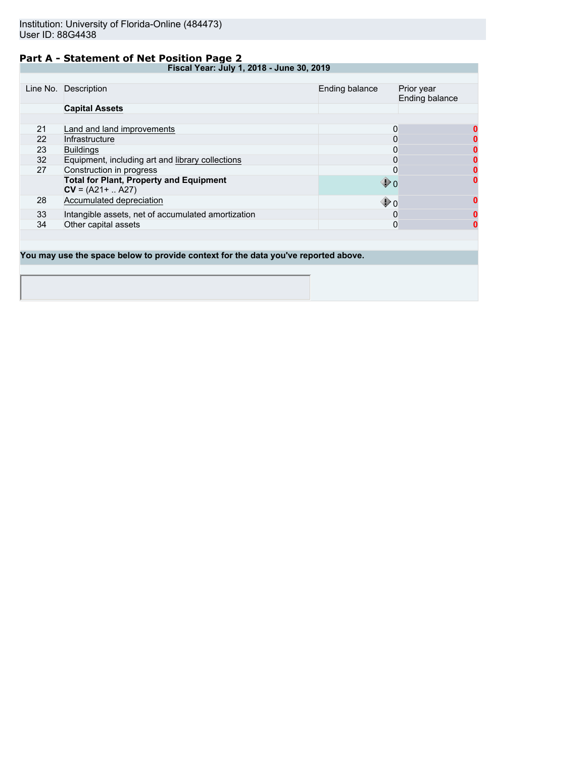Institution: University of Florida-Online (484473)
User ID: 88G4438

## Part A - Statement of Net Position Page 2

**Fiscal Year: July 1, 2018 - June 30, 2019**

| Line No. | Description | Ending balance | Prior year Ending balance |
|---|---|---|---|
| | **Capital Assets** | | |
| 21 | Land and land improvements | 0 | 0 |
| 22 | Infrastructure | 0 | 0 |
| 23 | Buildings | 0 | 0 |
| 32 | Equipment, including art and library collections | 0 | 0 |
| 27 | Construction in progress | 0 | 0 |
| | **Total for Plant, Property and Equipment** **CV** = (A21+ .. A27) | 0 | 0 |
| 28 | Accumulated depreciation | 0 | 0 |
| 33 | Intangible assets, net of accumulated amortization | 0 | 0 |
| 34 | Other capital assets | 0 | 0 |

**You may use the space below to provide context for the data you've reported above.**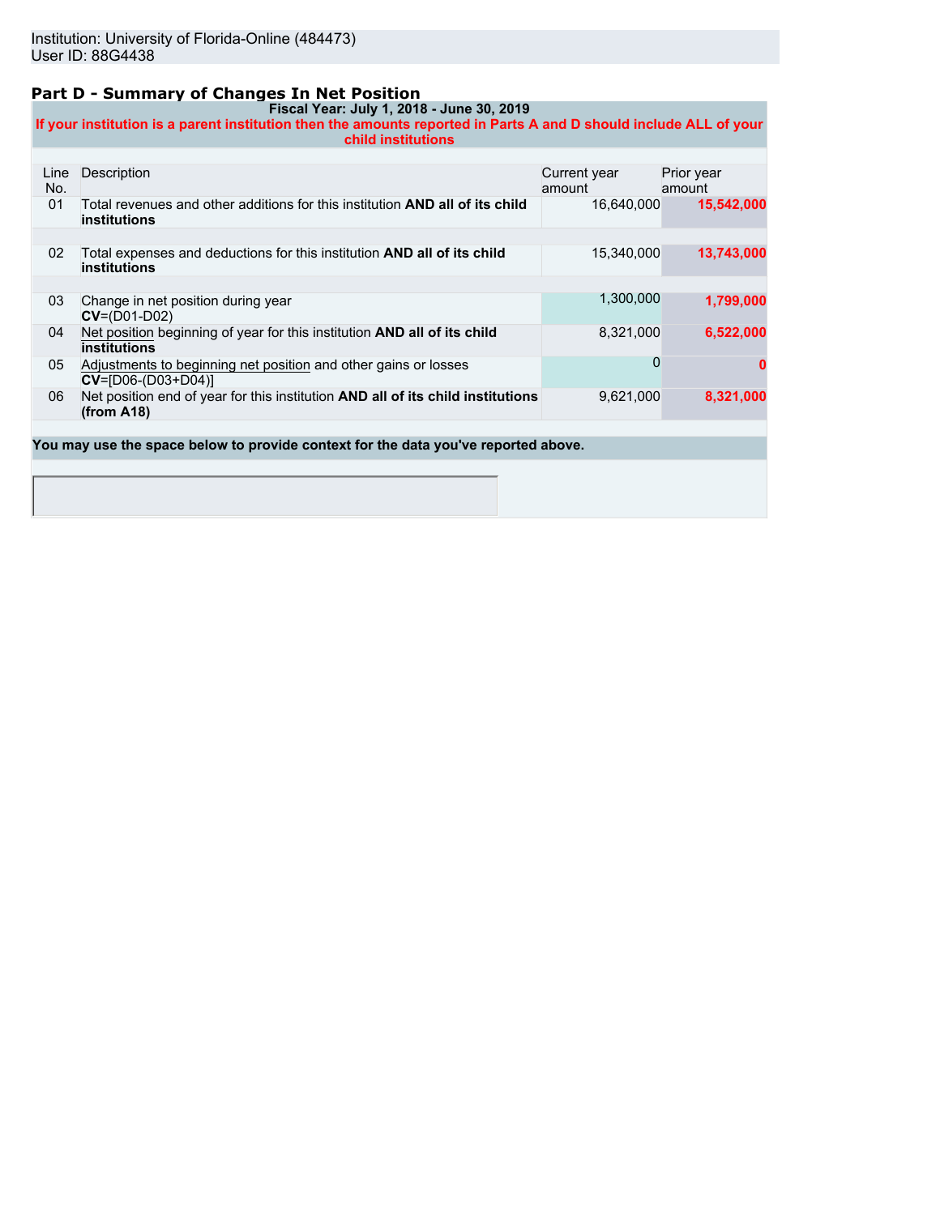Institution: University of Florida-Online (484473)
User ID: 88G4438

## Part D - Summary of Changes In Net Position

**Fiscal Year: July 1, 2018 - June 30, 2019**

**If your institution is a parent institution then the amounts reported in Parts A and D should include ALL of your child institutions**

| Line No. | Description | Current year amount | Prior year amount |
|---|---|---|---|
| 01 | Total revenues and other additions for this institution **AND all of its child institutions** | 16,640,000 | **15,542,000** |
| 02 | Total expenses and deductions for this institution **AND all of its child institutions** | 15,340,000 | **13,743,000** |
| 03 | Change in net position during year **CV**=(D01-D02) | 1,300,000 | **1,799,000** |
| 04 | Net position beginning of year for this institution **AND all of its child institutions** | 8,321,000 | **6,522,000** |
| 05 | Adjustments to beginning net position and other gains or losses **CV**=[D06-(D03+D04)] | 0 | **0** |
| 06 | Net position end of year for this institution **AND all of its child institutions (from A18)** | 9,621,000 | **8,321,000** |

**You may use the space below to provide context for the data you've reported above.**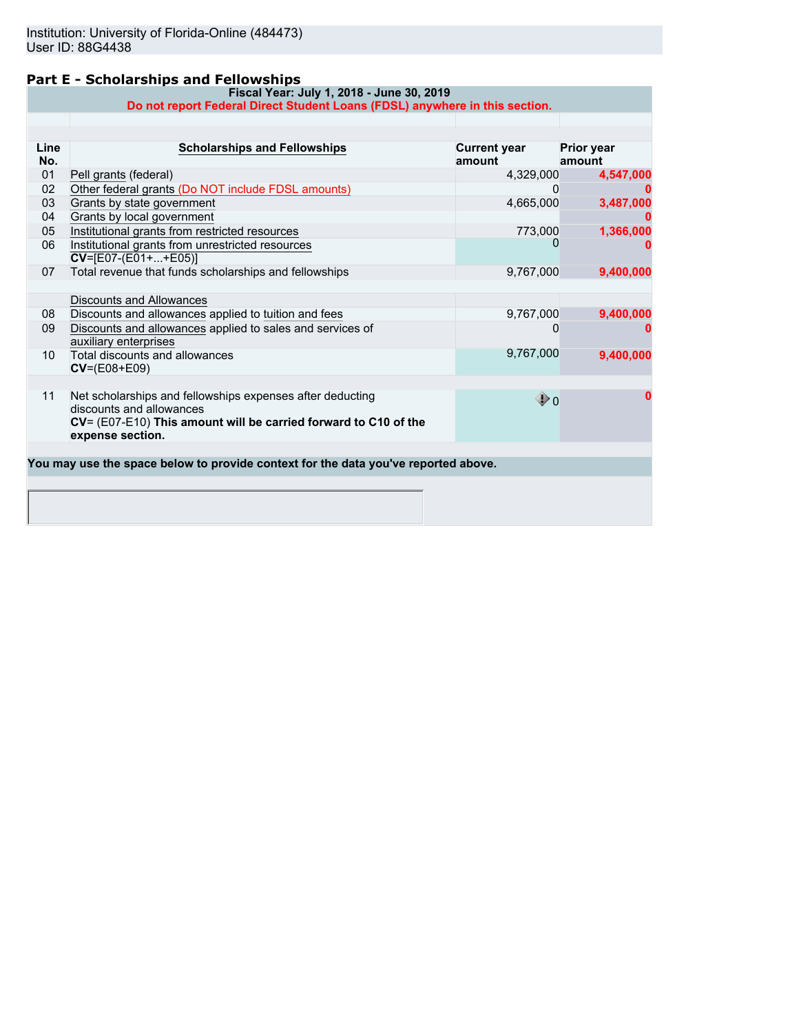Institution: University of Florida-Online (484473)
User ID: 88G4438

## Part E - Scholarships and Fellowships

Fiscal Year: July 1, 2018 - June 30, 2019

Do not report Federal Direct Student Loans (FDSL) anywhere in this section.

| Line No. | Scholarships and Fellowships | Current year amount | Prior year amount |
|---|---|---|---|
| 01 | Pell grants (federal) | 4,329,000 | 4,547,000 |
| 02 | Other federal grants (Do NOT include FDSL amounts) | 0 | 0 |
| 03 | Grants by state government | 4,665,000 | 3,487,000 |
| 04 | Grants by local government | | 0 |
| 05 | Institutional grants from restricted resources | 773,000 | 1,366,000 |
| 06 | Institutional grants from unrestricted resources **CV**=[E07-(E01+...+E05)] | 0 | 0 |
| 07 | Total revenue that funds scholarships and fellowships | 9,767,000 | 9,400,000 |
| | Discounts and Allowances | | |
| 08 | Discounts and allowances applied to tuition and fees | 9,767,000 | 9,400,000 |
| 09 | Discounts and allowances applied to sales and services of auxiliary enterprises | 0 | 0 |
| 10 | Total discounts and allowances **CV**=(E08+E09) | 9,767,000 | 9,400,000 |
| 11 | Net scholarships and fellowships expenses after deducting discounts and allowances **CV**= (E07-E10) **This amount will be carried forward to C10 of the expense section.** | 0 | 0 |

**You may use the space below to provide context for the data you've reported above.**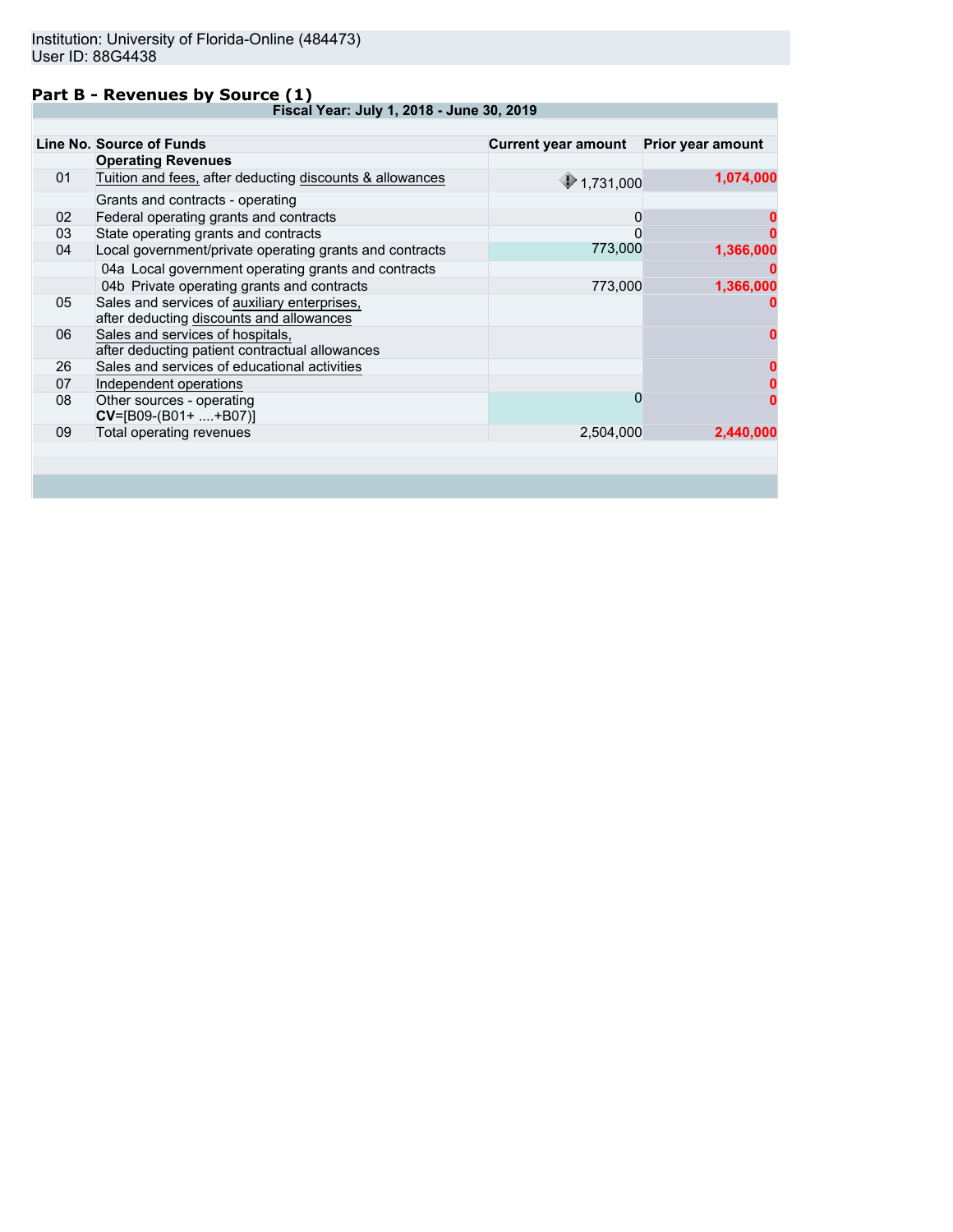Institution: University of Florida-Online (484473)
User ID: 88G4438

## Part B - Revenues by Source (1)

**Fiscal Year: July 1, 2018 - June 30, 2019**

| Line No. | Source of Funds | Current year amount | Prior year amount |
|---|---|---|---|
| | **Operating Revenues** | | |
| 01 | Tuition and fees, after deducting discounts & allowances | 1,731,000 | 1,074,000 |
| | Grants and contracts - operating | | |
| 02 | Federal operating grants and contracts | 0 | 0 |
| 03 | State operating grants and contracts | 0 | 0 |
| 04 | Local government/private operating grants and contracts | 773,000 | 1,366,000 |
| | 04a Local government operating grants and contracts | | 0 |
| | 04b Private operating grants and contracts | 773,000 | 1,366,000 |
| 05 | Sales and services of auxiliary enterprises, after deducting discounts and allowances | | 0 |
| 06 | Sales and services of hospitals, after deducting patient contractual allowances | | 0 |
| 26 | Sales and services of educational activities | | 0 |
| 07 | Independent operations | | 0 |
| 08 | Other sources - operating **CV**=[B09-(B01+ ....+B07)] | 0 | 0 |
| 09 | Total operating revenues | 2,504,000 | 2,440,000 |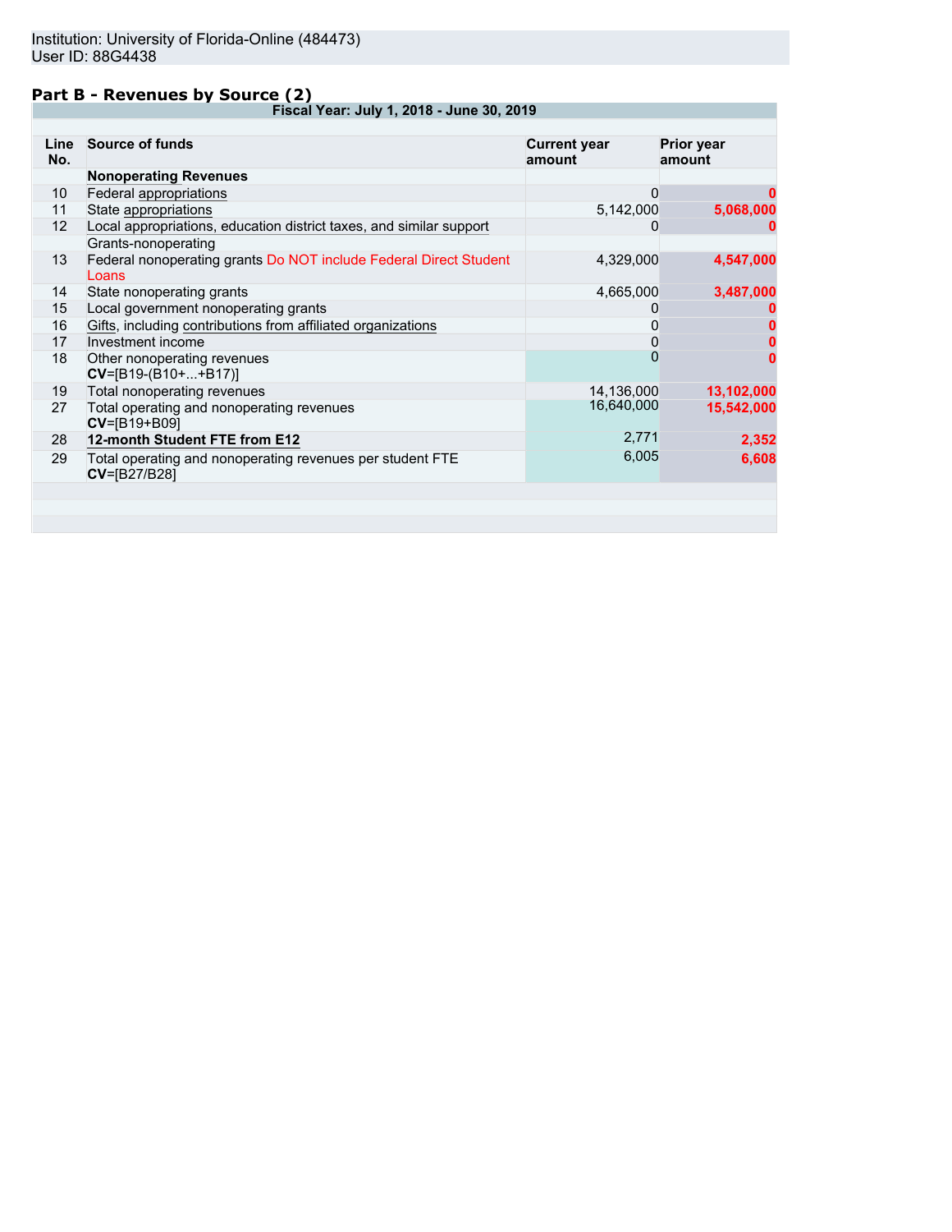Institution: University of Florida-Online (484473)
User ID: 88G4438

## Part B - Revenues by Source (2)

**Fiscal Year: July 1, 2018 - June 30, 2019**

| Line No. | Source of funds | Current year amount | Prior year amount |
|---|---|---|---|
| | **Nonoperating Revenues** | | |
| 10 | Federal appropriations | 0 | **0** |
| 11 | State appropriations | 5,142,000 | **5,068,000** |
| 12 | Local appropriations, education district taxes, and similar support | 0 | **0** |
| | Grants-nonoperating | | |
| 13 | Federal nonoperating grants Do NOT include Federal Direct Student Loans | 4,329,000 | **4,547,000** |
| 14 | State nonoperating grants | 4,665,000 | **3,487,000** |
| 15 | Local government nonoperating grants | 0 | **0** |
| 16 | Gifts, including contributions from affiliated organizations | 0 | **0** |
| 17 | Investment income | 0 | **0** |
| 18 | Other nonoperating revenues **CV**=[B19-(B10+...+B17)] | 0 | **0** |
| 19 | Total nonoperating revenues | 14,136,000 | **13,102,000** |
| 27 | Total operating and nonoperating revenues **CV**=[B19+B09] | 16,640,000 | **15,542,000** |
| 28 | **12-month Student FTE from E12** | 2,771 | **2,352** |
| 29 | Total operating and nonoperating revenues per student FTE **CV**=[B27/B28] | 6,005 | **6,608** |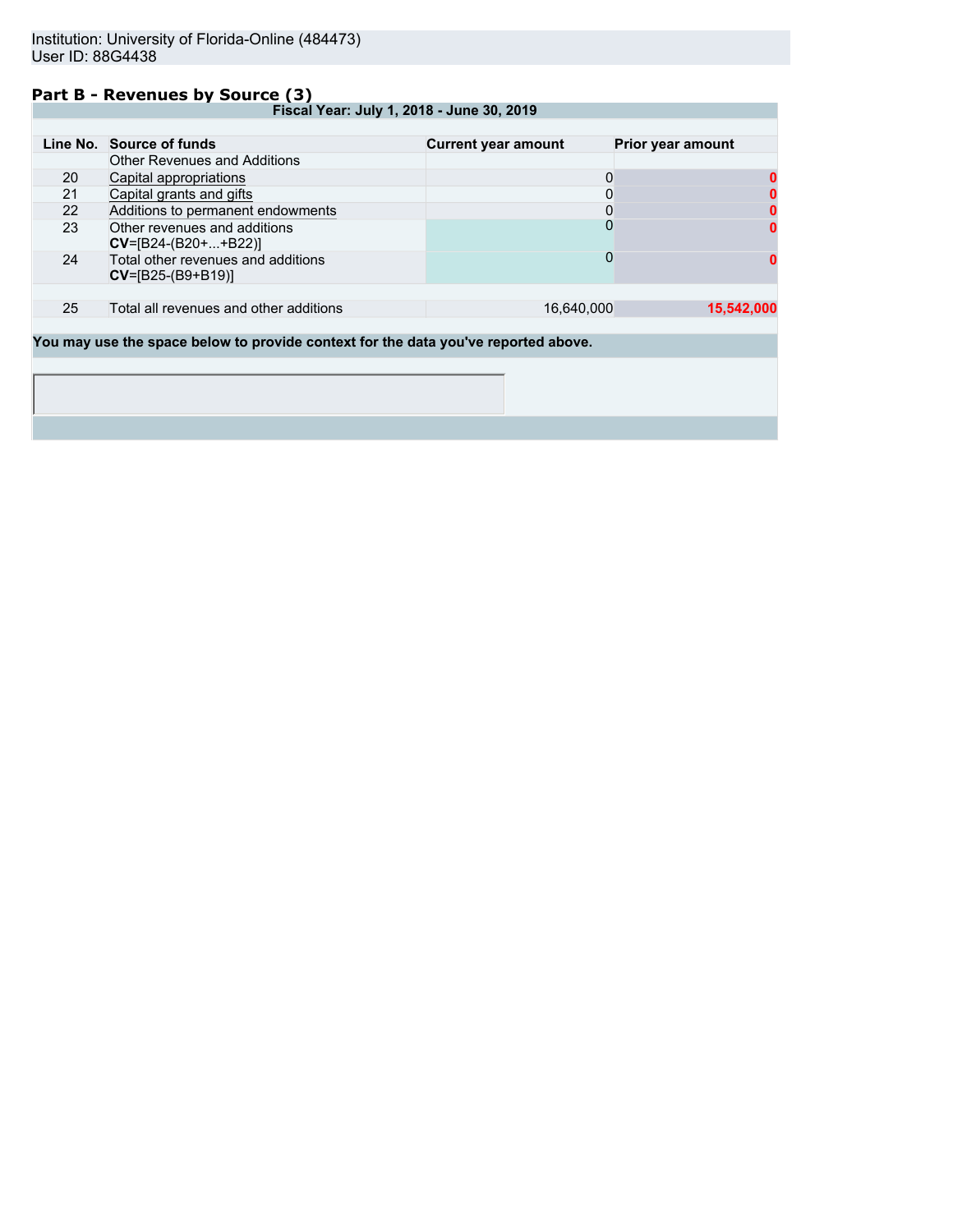Institution: University of Florida-Online (484473)
User ID: 88G4438

## Part B - Revenues by Source (3)

| Line No. | Source of funds | Current year amount | Prior year amount |
|---|---|---|---|
| | **Fiscal Year: July 1, 2018 - June 30, 2019** | | |
| | Other Revenues and Additions | | |
| 20 | Capital appropriations | 0 | 0 |
| 21 | Capital grants and gifts | 0 | 0 |
| 22 | Additions to permanent endowments | 0 | 0 |
| 23 | Other revenues and additions **CV**=[B24-(B20+...+B22)] | 0 | 0 |
| 24 | Total other revenues and additions **CV**=[B25-(B9+B19)] | 0 | 0 |
| 25 | Total all revenues and other additions | 16,640,000 | 15,542,000 |

**You may use the space below to provide context for the data you've reported above.**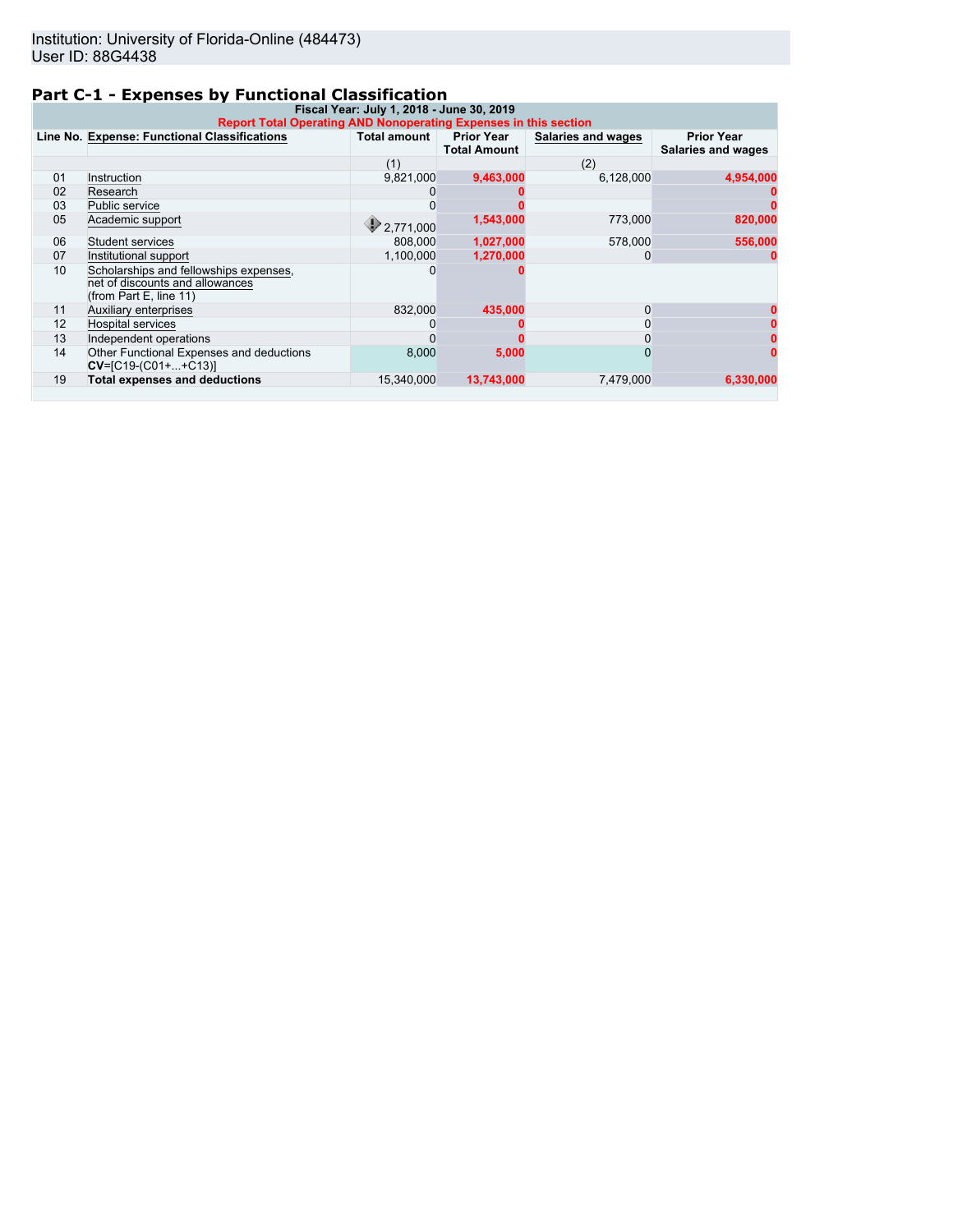Institution: University of Florida-Online (484473)
User ID: 88G4438

## Part C-1 - Expenses by Functional Classification

| Fiscal Year: July 1, 2018 - June 30, 2019 | | | | | |
|---|---|---|---|---|---|
| **Report Total Operating AND Nonoperating Expenses in this section** | | | | | |
| Line No. | Expense: Functional Classifications | Total amount | Prior Year Total Amount | Salaries and wages | Prior Year Salaries and wages |
| | | (1) | | (2) | |
| 01 | Instruction | 9,821,000 | 9,463,000 | 6,128,000 | 4,954,000 |
| 02 | Research | 0 | 0 | | 0 |
| 03 | Public service | 0 | 0 | | 0 |
| 05 | Academic support | 2,771,000 | 1,543,000 | 773,000 | 820,000 |
| 06 | Student services | 808,000 | 1,027,000 | 578,000 | 556,000 |
| 07 | Institutional support | 1,100,000 | 1,270,000 | 0 | 0 |
| 10 | Scholarships and fellowships expenses, net of discounts and allowances (from Part E, line 11) | 0 | 0 | | |
| 11 | Auxiliary enterprises | 832,000 | 435,000 | 0 | 0 |
| 12 | Hospital services | 0 | 0 | 0 | 0 |
| 13 | Independent operations | 0 | 0 | 0 | 0 |
| 14 | Other Functional Expenses and deductions **CV**=[C19-(C01+...+C13)] | 8,000 | 5,000 | 0 | 0 |
| 19 | **Total expenses and deductions** | 15,340,000 | 13,743,000 | 7,479,000 | 6,330,000 |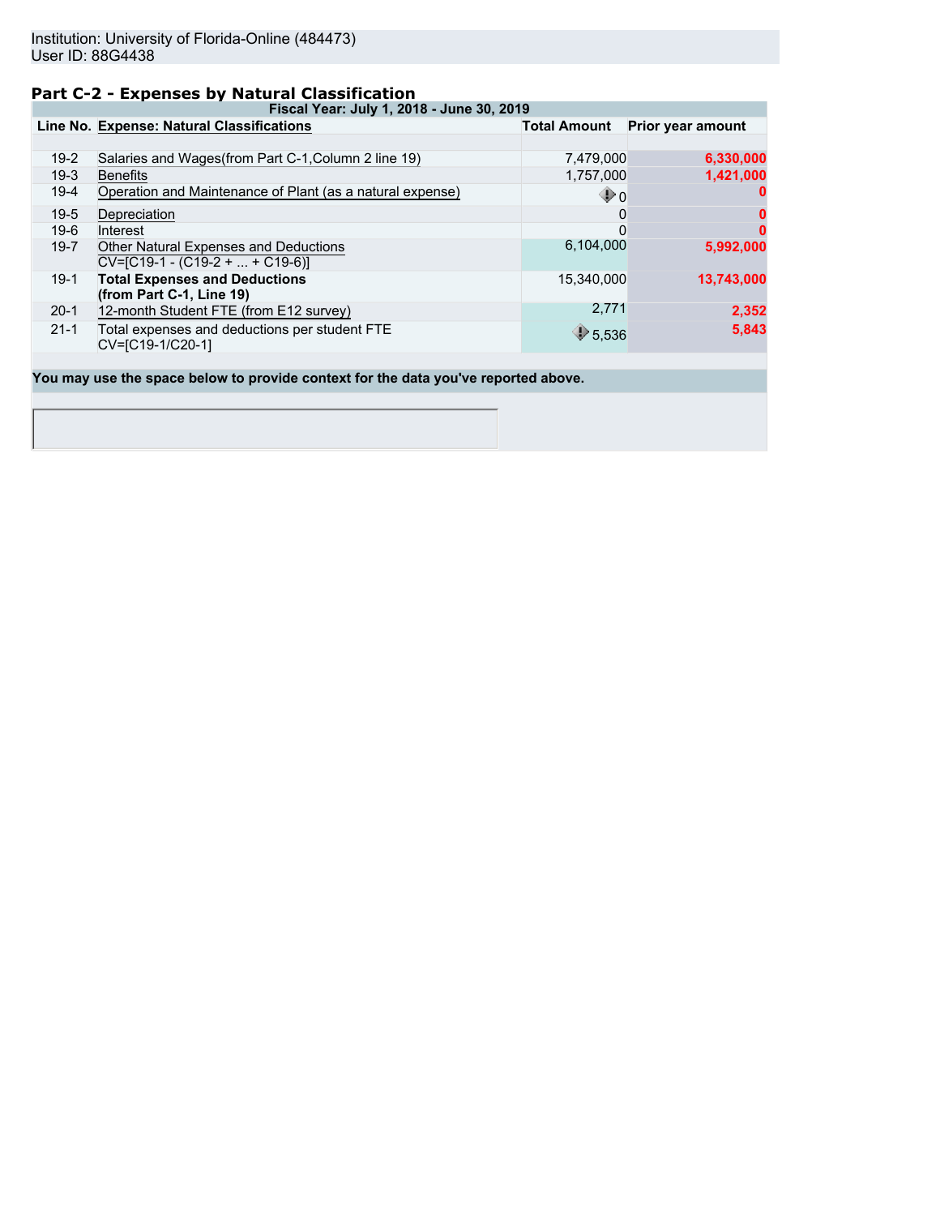Institution: University of Florida-Online (484473)
User ID: 88G4438

## Part C-2 - Expenses by Natural Classification

| Fiscal Year: July 1, 2018 - June 30, 2019 | | | |
|---|---|---|---|
| **Line No.** | **Expense: Natural Classifications** | **Total Amount** | **Prior year amount** |
| 19-2 | Salaries and Wages(from Part C-1,Column 2 line 19) | 7,479,000 | **6,330,000** |
| 19-3 | Benefits | 1,757,000 | **1,421,000** |
| 19-4 | Operation and Maintenance of Plant (as a natural expense) | 0 | **0** |
| 19-5 | Depreciation | 0 | **0** |
| 19-6 | Interest | 0 | **0** |
| 19-7 | Other Natural Expenses and Deductions<br>CV=[C19-1 - (C19-2 + ... + C19-6)] | 6,104,000 | **5,992,000** |
| 19-1 | **Total Expenses and Deductions (from Part C-1, Line 19)** | 15,340,000 | **13,743,000** |
| 20-1 | 12-month Student FTE (from E12 survey) | 2,771 | **2,352** |
| 21-1 | Total expenses and deductions per student FTE<br>CV=[C19-1/C20-1] | 5,536 | **5,843** |

**You may use the space below to provide context for the data you've reported above.**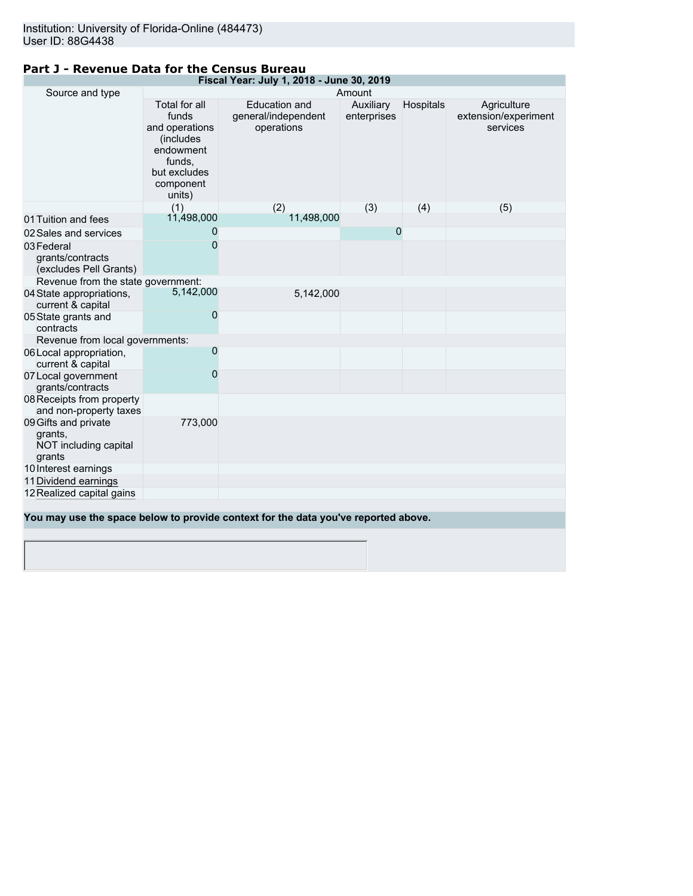Institution: University of Florida-Online (484473)
User ID: 88G4438

## Part J - Revenue Data for the Census Bureau

| Fiscal Year: July 1, 2018 - June 30, 2019 | | | | | |
|---|---|---|---|---|---|
| Source and type | Amount | | | | |
| | Total for all funds and operations (includes endowment funds, but excludes component units) | Education and general/independent operations | Auxiliary enterprises | Hospitals | Agriculture extension/experiment services |
| | (1) | (2) | (3) | (4) | (5) |
| 01 Tuition and fees | 11,498,000 | 11,498,000 | | | |
| 02 Sales and services | 0 | | 0 | | |
| 03 Federal grants/contracts (excludes Pell Grants) | 0 | | | | |
| Revenue from the state government: | | | | | |
| 04 State appropriations, current & capital | 5,142,000 | 5,142,000 | | | |
| 05 State grants and contracts | 0 | | | | |
| Revenue from local governments: | | | | | |
| 06 Local appropriation, current & capital | 0 | | | | |
| 07 Local government grants/contracts | 0 | | | | |
| 08 Receipts from property and non-property taxes | | | | | |
| 09 Gifts and private grants, NOT including capital grants | 773,000 | | | | |
| 10 Interest earnings | | | | | |
| 11 Dividend earnings | | | | | |
| 12 Realized capital gains | | | | | |

**You may use the space below to provide context for the data you've reported above.**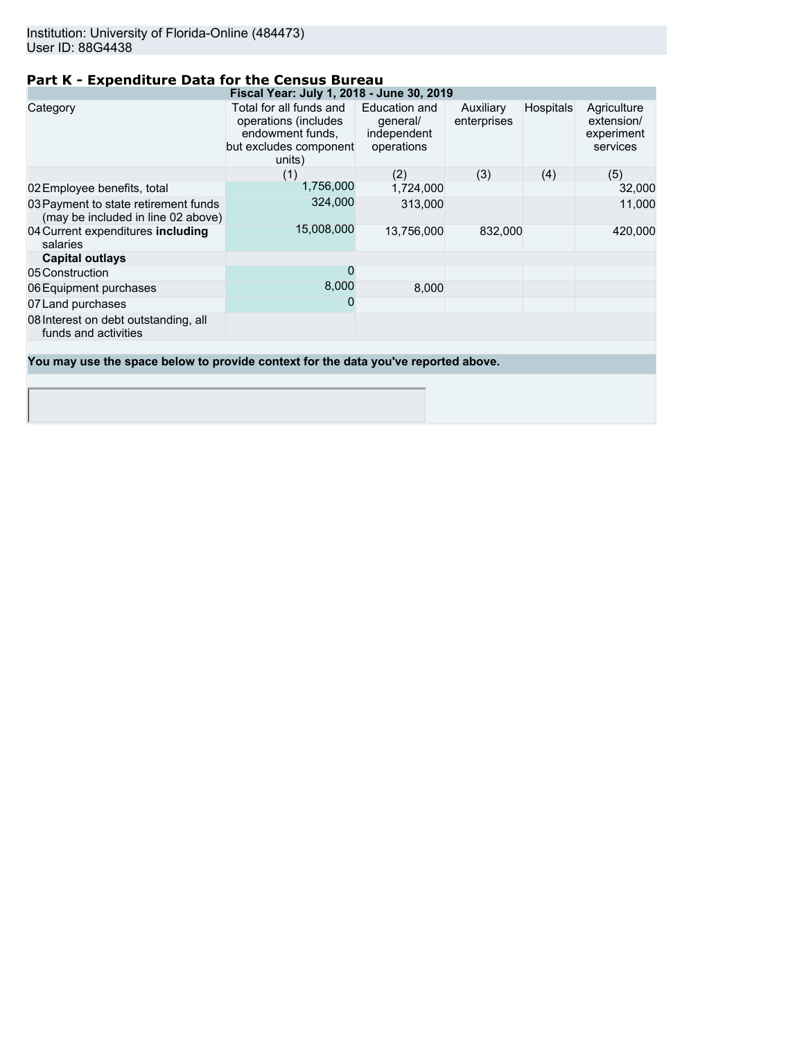Institution: University of Florida-Online (484473)
User ID: 88G4438

## Part K - Expenditure Data for the Census Bureau

| Fiscal Year: July 1, 2018 - June 30, 2019 | | | | | |
|---|---|---|---|---|---|
| Category | Total for all funds and operations (includes endowment funds, but excludes component units) | Education and general/ independent operations | Auxiliary enterprises | Hospitals | Agriculture extension/ experiment services |
| | (1) | (2) | (3) | (4) | (5) |
| 02 Employee benefits, total | 1,756,000 | 1,724,000 | | | 32,000 |
| 03 Payment to state retirement funds (may be included in line 02 above) | 324,000 | 313,000 | | | 11,000 |
| 04 Current expenditures **including** salaries | 15,008,000 | 13,756,000 | 832,000 | | 420,000 |
| **Capital outlays** | | | | | |
| 05 Construction | 0 | | | | |
| 06 Equipment purchases | 8,000 | 8,000 | | | |
| 07 Land purchases | 0 | | | | |
| 08 Interest on debt outstanding, all funds and activities | | | | | |

**You may use the space below to provide context for the data you've reported above.**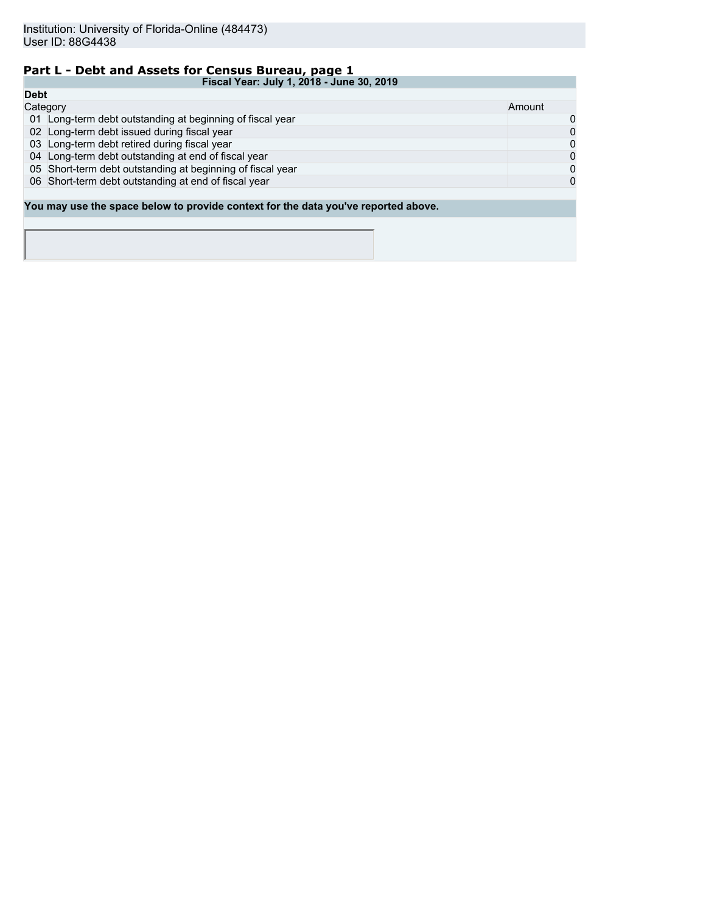Institution: University of Florida-Online (484473)
User ID: 88G4438

## Part L - Debt and Assets for Census Bureau, page 1

| Fiscal Year: July 1, 2018 - June 30, 2019 | | |
|---|---|---|
| **Debt** | | |
| Category | | Amount |
| 01 | Long-term debt outstanding at beginning of fiscal year | 0 |
| 02 | Long-term debt issued during fiscal year | 0 |
| 03 | Long-term debt retired during fiscal year | 0 |
| 04 | Long-term debt outstanding at end of fiscal year | 0 |
| 05 | Short-term debt outstanding at beginning of fiscal year | 0 |
| 06 | Short-term debt outstanding at end of fiscal year | 0 |

**You may use the space below to provide context for the data you've reported above.**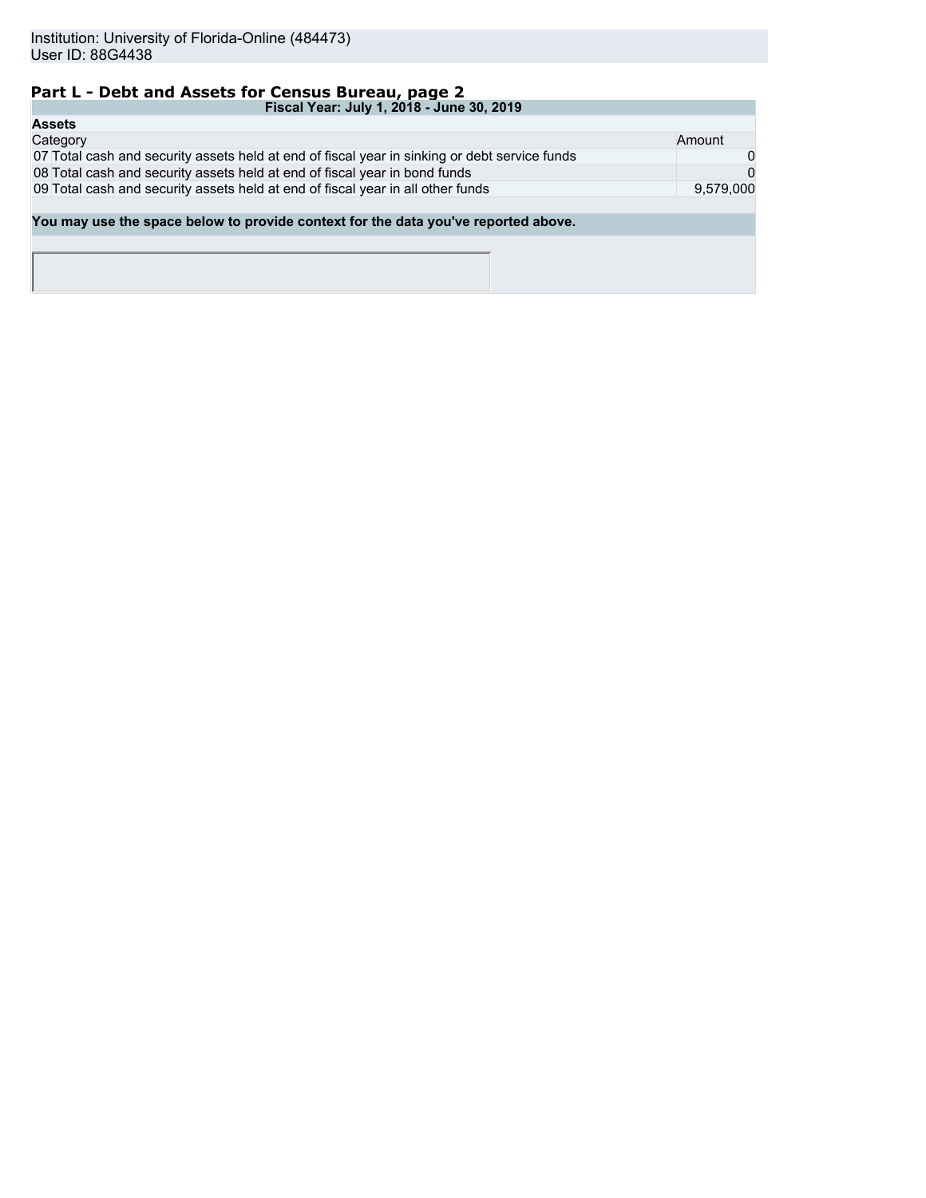Institution: University of Florida-Online (484473)
User ID: 88G4438

## Part L - Debt and Assets for Census Bureau, page 2

| Fiscal Year: July 1, 2018 - June 30, 2019 | | |
|---|---|---|
| **Assets** | | |
| Category | | Amount |
| 07 | Total cash and security assets held at end of fiscal year in sinking or debt service funds | 0 |
| 08 | Total cash and security assets held at end of fiscal year in bond funds | 0 |
| 09 | Total cash and security assets held at end of fiscal year in all other funds | 9,579,000 |

**You may use the space below to provide context for the data you've reported above.**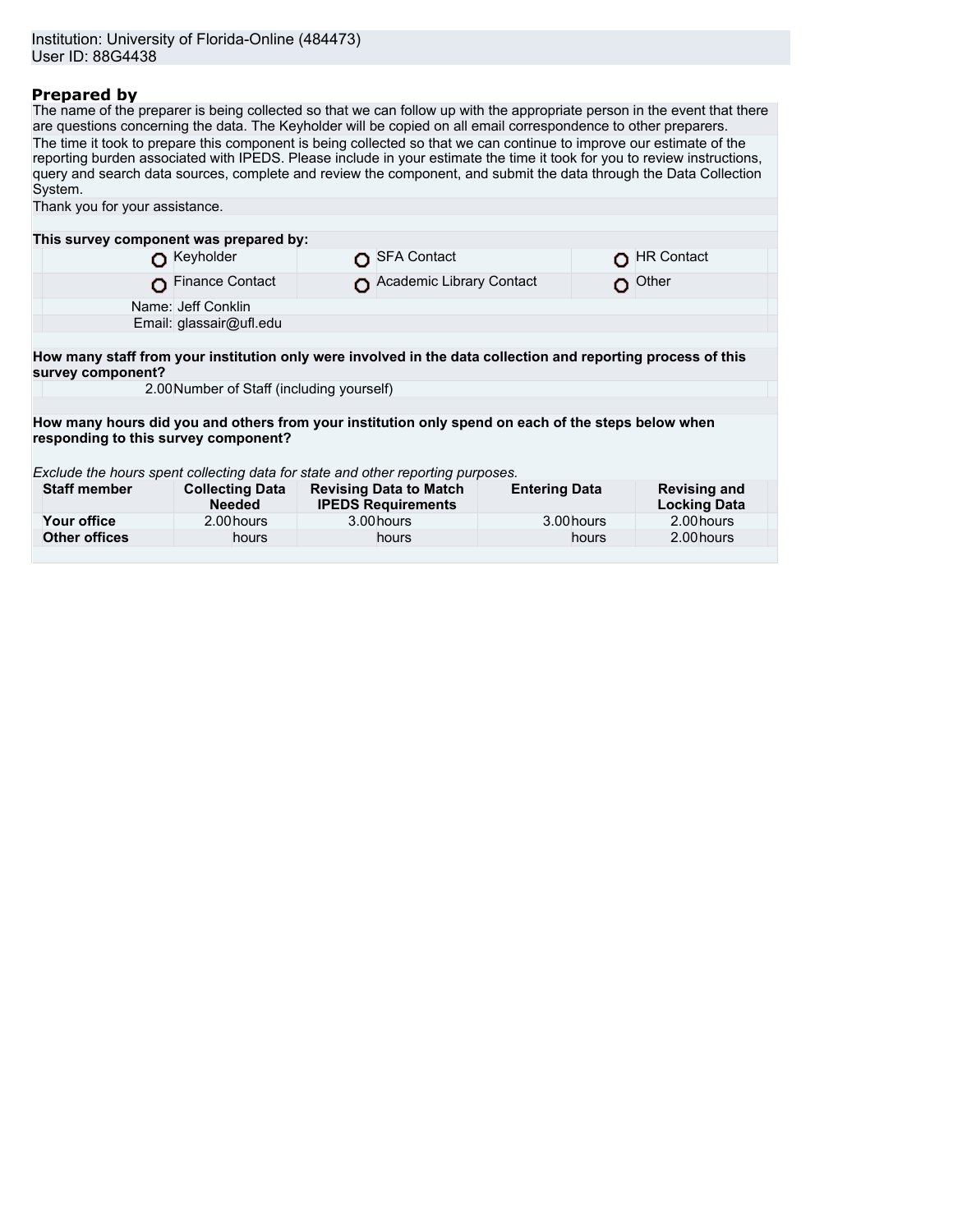Institution: University of Florida-Online (484473)
User ID: 88G4438

## Prepared by

The name of the preparer is being collected so that we can follow up with the appropriate person in the event that there are questions concerning the data. The Keyholder will be copied on all email correspondence to other preparers.

The time it took to prepare this component is being collected so that we can continue to improve our estimate of the reporting burden associated with IPEDS. Please include in your estimate the time it took for you to review instructions, query and search data sources, complete and review the component, and submit the data through the Data Collection System.

Thank you for your assistance.

**This survey component was prepared by:**

| | | |
|---|---|---|
| ○ Keyholder | ○ SFA Contact | ○ HR Contact |
| ○ Finance Contact | ○ Academic Library Contact | ○ Other |

Name: Jeff Conklin
Email: glassair@ufl.edu

**How many staff from your institution only were involved in the data collection and reporting process of this survey component?**

2.00 Number of Staff (including yourself)

**How many hours did you and others from your institution only spend on each of the steps below when responding to this survey component?**

*Exclude the hours spent collecting data for state and other reporting purposes.*

| Staff member | Collecting Data Needed | Revising Data to Match IPEDS Requirements | Entering Data | Revising and Locking Data |
|---|---|---|---|---|
| **Your office** | 2.00 hours | 3.00 hours | 3.00 hours | 2.00 hours |
| **Other offices** | hours | hours | hours | 2.00 hours |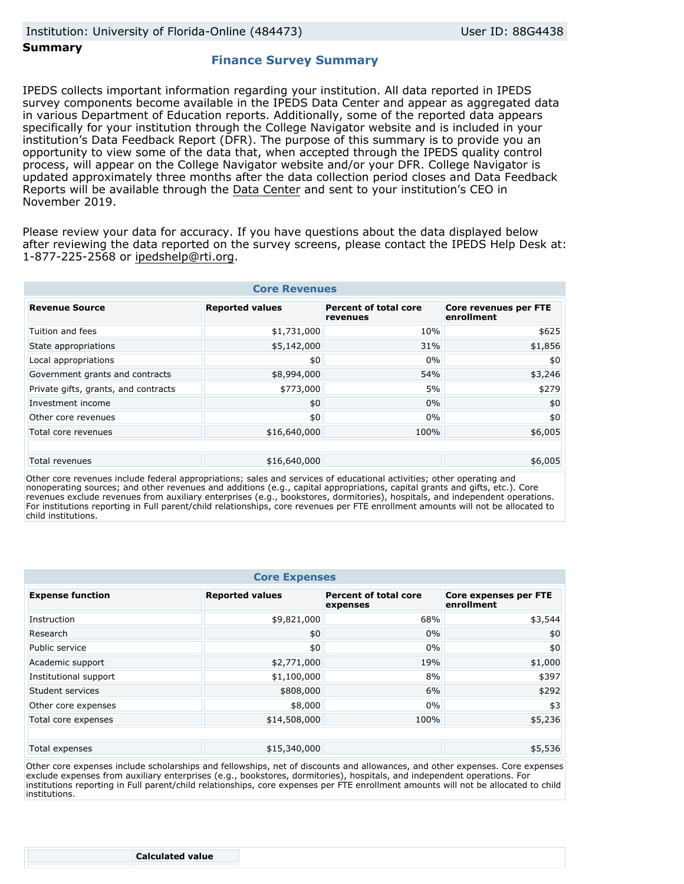Institution: University of Florida-Online (484473) | User ID: 88G4438

**Summary**

## Finance Survey Summary

IPEDS collects important information regarding your institution. All data reported in IPEDS survey components become available in the IPEDS Data Center and appear as aggregated data in various Department of Education reports. Additionally, some of the reported data appears specifically for your institution through the College Navigator website and is included in your institution's Data Feedback Report (DFR). The purpose of this summary is to provide you an opportunity to view some of the data that, when accepted through the IPEDS quality control process, will appear on the College Navigator website and/or your DFR. College Navigator is updated approximately three months after the data collection period closes and Data Feedback Reports will be available through the Data Center and sent to your institution's CEO in November 2019.

Please review your data for accuracy. If you have questions about the data displayed below after reviewing the data reported on the survey screens, please contact the IPEDS Help Desk at: 1-877-225-2568 or ipedshelp@rti.org.

### Core Revenues

| Revenue Source | Reported values | Percent of total core revenues | Core revenues per FTE enrollment |
|---|---|---|---|
| Tuition and fees | $1,731,000 | 10% | $625 |
| State appropriations | $5,142,000 | 31% | $1,856 |
| Local appropriations | $0 | 0% | $0 |
| Government grants and contracts | $8,994,000 | 54% | $3,246 |
| Private gifts, grants, and contracts | $773,000 | 5% | $279 |
| Investment income | $0 | 0% | $0 |
| Other core revenues | $0 | 0% | $0 |
| Total core revenues | $16,640,000 | 100% | $6,005 |
| | | | |
| Total revenues | $16,640,000 | | $6,005 |

Other core revenues include federal appropriations; sales and services of educational activities; other operating and nonoperating sources; and other revenues and additions (e.g., capital appropriations, capital grants and gifts, etc.). Core revenues exclude revenues from auxiliary enterprises (e.g., bookstores, dormitories), hospitals, and independent operations. For institutions reporting in Full parent/child relationships, core revenues per FTE enrollment amounts will not be allocated to child institutions.

### Core Expenses

| Expense function | Reported values | Percent of total core expenses | Core expenses per FTE enrollment |
|---|---|---|---|
| Instruction | $9,821,000 | 68% | $3,544 |
| Research | $0 | 0% | $0 |
| Public service | $0 | 0% | $0 |
| Academic support | $2,771,000 | 19% | $1,000 |
| Institutional support | $1,100,000 | 8% | $397 |
| Student services | $808,000 | 6% | $292 |
| Other core expenses | $8,000 | 0% | $3 |
| Total core expenses | $14,508,000 | 100% | $5,236 |
| | | | |
| Total expenses | $15,340,000 | | $5,536 |

Other core expenses include scholarships and fellowships, net of discounts and allowances, and other expenses. Core expenses exclude expenses from auxiliary enterprises (e.g., bookstores, dormitories), hospitals, and independent operations. For institutions reporting in Full parent/child relationships, core expenses per FTE enrollment amounts will not be allocated to child institutions.

| | Calculated value |
|---|---|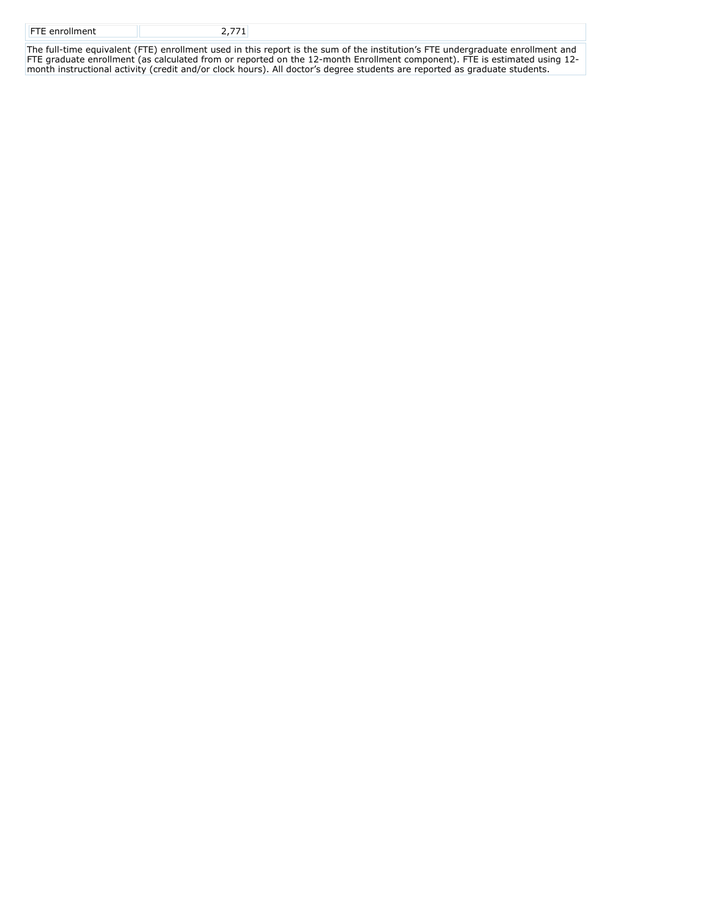| FTE enrollment | 2,771 |
|---|---|

The full-time equivalent (FTE) enrollment used in this report is the sum of the institution's FTE undergraduate enrollment and FTE graduate enrollment (as calculated from or reported on the 12-month Enrollment component). FTE is estimated using 12-month instructional activity (credit and/or clock hours). All doctor's degree students are reported as graduate students.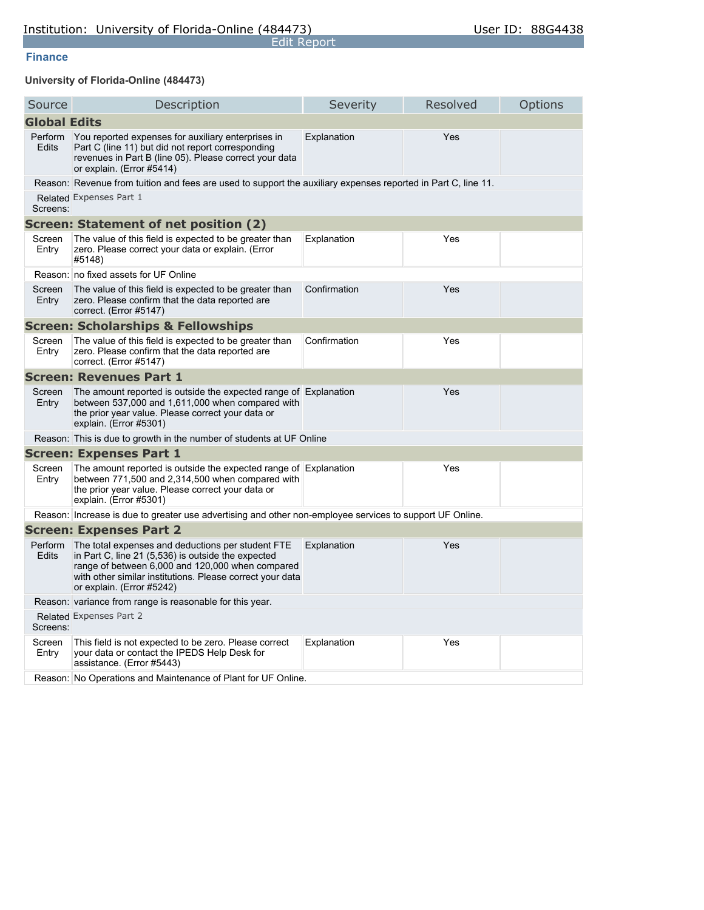Institution: University of Florida-Online (484473) User ID: 88G4438

Edit Report

## Finance

**University of Florida-Online (484473)**

| Source | Description | Severity | Resolved | Options |
|---|---|---|---|---|
| **Global Edits** | | | | |
| Perform Edits | You reported expenses for auxiliary enterprises in Part C (line 11) but did not report corresponding revenues in Part B (line 05). Please correct your data or explain. (Error #5414) | Explanation | Yes | |
| Reason: | Revenue from tuition and fees are used to support the auxiliary expenses reported in Part C, line 11. | | | |
| Related Screens: | Expenses Part 1 | | | |
| **Screen: Statement of net position (2)** | | | | |
| Screen Entry | The value of this field is expected to be greater than zero. Please correct your data or explain. (Error #5148) | Explanation | Yes | |
| Reason: | no fixed assets for UF Online | | | |
| Screen Entry | The value of this field is expected to be greater than zero. Please confirm that the data reported are correct. (Error #5147) | Confirmation | Yes | |
| **Screen: Scholarships & Fellowships** | | | | |
| Screen Entry | The value of this field is expected to be greater than zero. Please confirm that the data reported are correct. (Error #5147) | Confirmation | Yes | |
| **Screen: Revenues Part 1** | | | | |
| Screen Entry | The amount reported is outside the expected range of between 537,000 and 1,611,000 when compared with the prior year value. Please correct your data or explain. (Error #5301) | Explanation | Yes | |
| Reason: | This is due to growth in the number of students at UF Online | | | |
| **Screen: Expenses Part 1** | | | | |
| Screen Entry | The amount reported is outside the expected range of between 771,500 and 2,314,500 when compared with the prior year value. Please correct your data or explain. (Error #5301) | Explanation | Yes | |
| Reason: | Increase is due to greater use advertising and other non-employee services to support UF Online. | | | |
| **Screen: Expenses Part 2** | | | | |
| Perform Edits | The total expenses and deductions per student FTE in Part C, line 21 (5,536) is outside the expected range of between 6,000 and 120,000 when compared with other similar institutions. Please correct your data or explain. (Error #5242) | Explanation | Yes | |
| Reason: | variance from range is reasonable for this year. | | | |
| Related Screens: | Expenses Part 2 | | | |
| Screen Entry | This field is not expected to be zero. Please correct your data or contact the IPEDS Help Desk for assistance. (Error #5443) | Explanation | Yes | |
| Reason: | No Operations and Maintenance of Plant for UF Online. | | | |